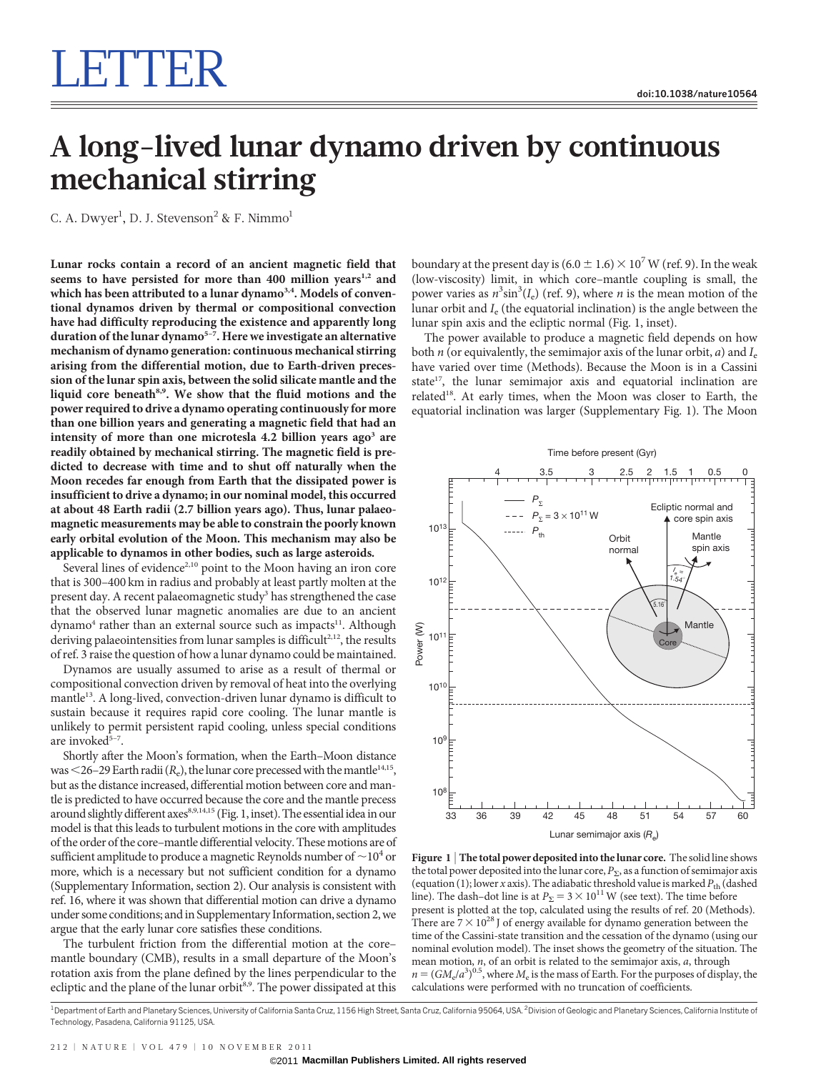# LETTER

doi:10.1038/nature10564

# A long-lived lunar dynamo driven by continuous mechanical stirring

C. A. Dwyer[1], D. J. Stevenson[2] & F. Nimmo[1]

**Lunar rocks contain a record of an ancient magnetic field that seems to have persisted for more than 400 million years[1,2] and which has been attributed to a lunar dynamo[3,4]. Models of conventional dynamos driven by thermal or compositional convection have had difficulty reproducing the existence and apparently long duration of the lunar dynamo[5–7]. Here we investigate an alternative mechanism of dynamo generation: continuous mechanical stirring arising from the differential motion, due to Earth-driven precession of the lunar spin axis, between the solid silicate mantle and the liquid core beneath[8,9]. We show that the fluid motions and the power required to drive a dynamo operating continuously for more than one billion years and generating a magnetic field that had an intensity of more than one microtesla 4.2 billion years ago[3] are readily obtained by mechanical stirring. The magnetic field is predicted to decrease with time and to shut off naturally when the Moon recedes far enough from Earth that the dissipated power is insufficient to drive a dynamo; in our nominal model, this occurred at about 48 Earth radii (2.7 billion years ago). Thus, lunar palaeomagnetic measurements may be able to constrain the poorly known early orbital evolution of the Moon. This mechanism may also be applicable to dynamos in other bodies, such as large asteroids.**

Several lines of evidence[2,10] point to the Moon having an iron core that is 300–400 km in radius and probably at least partly molten at the present day. A recent palaeomagnetic study[3] has strengthened the case that the observed lunar magnetic anomalies are due to an ancient dynamo[4] rather than an external source such as impacts[11]. Although deriving palaeointensities from lunar samples is difficult[2,12], the results of ref. 3 raise the question of how a lunar dynamo could be maintained.

Dynamos are usually assumed to arise as a result of thermal or compositional convection driven by removal of heat into the overlying mantle[13]. A long-lived, convection-driven lunar dynamo is difficult to sustain because it requires rapid core cooling. The lunar mantle is unlikely to permit persistent rapid cooling, unless special conditions are invoked[5–7].

Shortly after the Moon's formation, when the Earth–Moon distance was <26–29 Earth radii ($R_e$), the lunar core precessed with the mantle[14,15], but as the distance increased, differential motion between core and mantle is predicted to have occurred because the core and the mantle precess around slightly different axes[8,9,14,15] (Fig. 1, inset). The essential idea in our model is that this leads to turbulent motions in the core with amplitudes of the order of the core–mantle differential velocity. These motions are of sufficient amplitude to produce a magnetic Reynolds number of ~$10^4$ or more, which is a necessary but not sufficient condition for a dynamo (Supplementary Information, section 2). Our analysis is consistent with ref. 16, where it was shown that differential motion can drive a dynamo under some conditions; and in Supplementary Information, section 2, we argue that the early lunar core satisfies these conditions.

The turbulent friction from the differential motion at the core–mantle boundary (CMB), results in a small departure of the Moon's rotation axis from the plane defined by the lines perpendicular to the ecliptic and the plane of the lunar orbit[8,9]. The power dissipated at this boundary at the present day is $(6.0 \pm 1.6) \times 10^7$ W (ref. 9). In the weak (low-viscosity) limit, in which core–mantle coupling is small, the power varies as $n^3 \sin^3(I_e)$ (ref. 9), where $n$ is the mean motion of the lunar orbit and $I_e$ (the equatorial inclination) is the angle between the lunar spin axis and the ecliptic normal (Fig. 1, inset).

The power available to produce a magnetic field depends on how both $n$ (or equivalently, the semimajor axis of the lunar orbit, $a$) and $I_e$ have varied over time (Methods). Because the Moon is in a Cassini state[17], the lunar semimajor axis and equatorial inclination are related[18]. At early times, when the Moon was closer to Earth, the equatorial inclination was larger (Supplementary Fig. 1). The Moon

**Figure 1 | The total power deposited into the lunar core.** The solid line shows the total power deposited into the lunar core, $P_\Sigma$, as a function of semimajor axis (equation (1); lower $x$ axis). The adiabatic threshold value is marked $P_{th}$ (dashed line). The dash–dot line is at $P_\Sigma = 3 \times 10^{11}$ W (see text). The time before present is plotted at the top, calculated using the results of ref. 20 (Methods). There are $7 \times 10^{28}$ J of energy available for dynamo generation between the time of the Cassini-state transition and the cessation of the dynamo (using our nominal evolution model). The inset shows the geometry of the situation. The mean motion, $n$, of an orbit is related to the semimajor axis, $a$, through $n = (GM_e/a^3)^{0.5}$, where $M_e$ is the mass of Earth. For the purposes of display, the calculations were performed with no truncation of coefficients.

[1]Department of Earth and Planetary Sciences, University of California Santa Cruz, 1156 High Street, Santa Cruz, California 95064, USA. [2]Division of Geologic and Planetary Sciences, California Institute of Technology, Pasadena, California 91125, USA.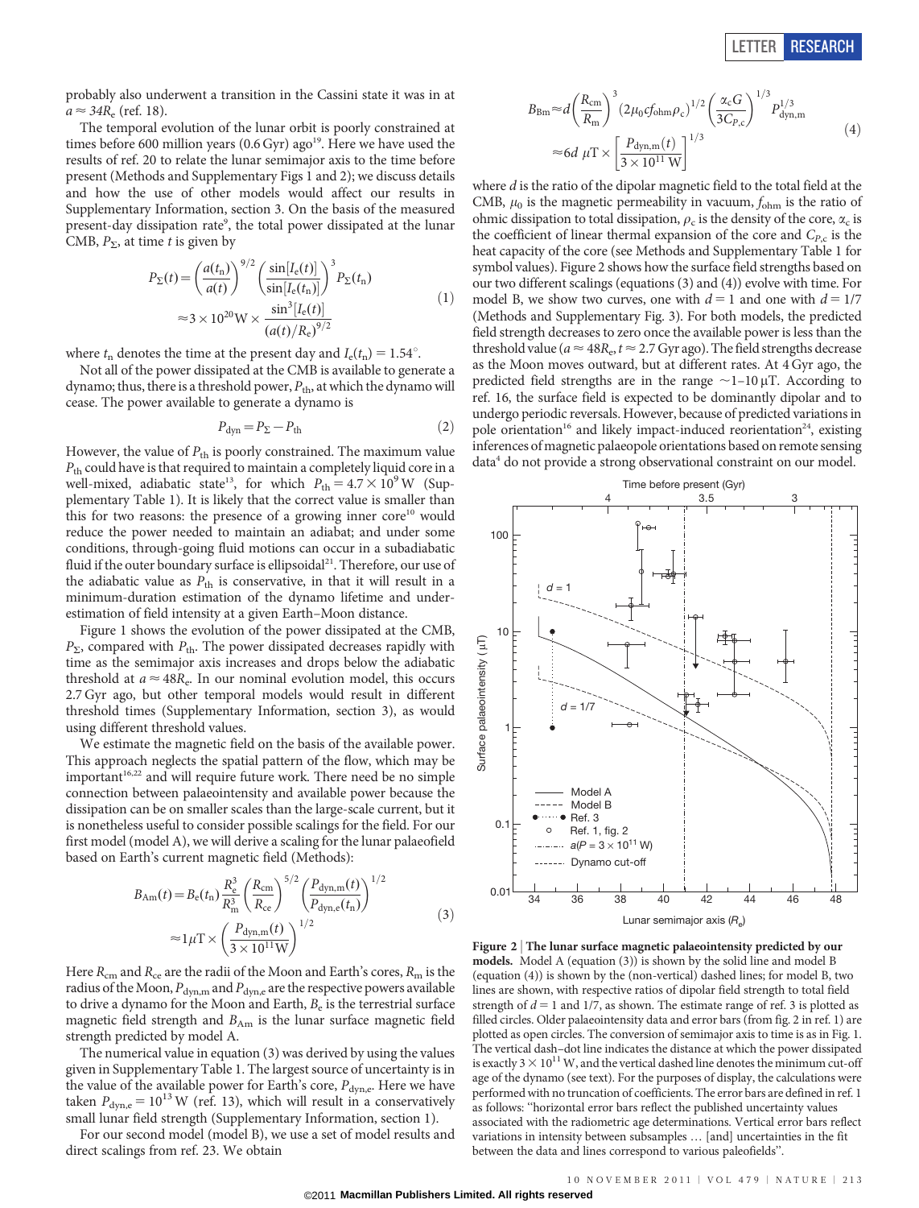probably also underwent a transition in the Cassini state it was in at $a \approx 34R_e$ (ref. 18).

The temporal evolution of the lunar orbit is poorly constrained at times before 600 million years (0.6 Gyr) ago[19]. Here we have used the results of ref. 20 to relate the lunar semimajor axis to the time before present (Methods and Supplementary Figs 1 and 2); we discuss details and how the use of other models would affect our results in Supplementary Information, section 3. On the basis of the measured present-day dissipation rate[9], the total power dissipated at the lunar CMB, $P_\Sigma$, at time $t$ is given by

$$P_\Sigma(t) = \left(\frac{a(t_n)}{a(t)}\right)^{9/2} \left(\frac{\sin[I_e(t)]}{\sin[I_e(t_n)]}\right)^3 P_\Sigma(t_n) \approx 3\times10^{20}\,\text{W} \times \frac{\sin^3[I_e(t)]}{(a(t)/R_e)^{9/2}} \tag{1}$$

where $t_n$ denotes the time at the present day and $I_e(t_n) = 1.54^\circ$.

Not all of the power dissipated at the CMB is available to generate a dynamo; thus, there is a threshold power, $P_{th}$, at which the dynamo will cease. The power available to generate a dynamo is

$$P_{dyn} = P_\Sigma - P_{th} \tag{2}$$

However, the value of $P_{th}$ is poorly constrained. The maximum value $P_{th}$ could have is that required to maintain a completely liquid core in a well-mixed, adiabatic state[13], for which $P_{th} = 4.7\times10^9$ W (Supplementary Table 1). It is likely that the correct value is smaller than this for two reasons: the presence of a growing inner core[10] would reduce the power needed to maintain an adiabat; and under some conditions, through-going fluid motions can occur in a subadiabatic fluid if the outer boundary surface is ellipsoidal[21]. Therefore, our use of the adiabatic value as $P_{th}$ is conservative, in that it will result in a minimum-duration estimation of the dynamo lifetime and underestimation of field intensity at a given Earth–Moon distance.

Figure 1 shows the evolution of the power dissipated at the CMB, $P_\Sigma$, compared with $P_{th}$. The power dissipated decreases rapidly with time as the semimajor axis increases and drops below the adiabatic threshold at $a \approx 48R_e$. In our nominal evolution model, this occurs 2.7 Gyr ago, but other temporal models would result in different threshold times (Supplementary Information, section 3), as would using different threshold values.

We estimate the magnetic field on the basis of the available power. This approach neglects the spatial pattern of the flow, which may be important[16,22] and will require future work. There need be no simple connection between palaeointensity and available power because the dissipation can be on smaller scales than the large-scale current, but it is nonetheless useful to consider possible scalings for the field. For our first model (model A), we will derive a scaling for the lunar palaeofield based on Earth's current magnetic field (Methods):

$$B_{Am}(t) = B_e(t_n)\frac{R_e^3}{R_m^3}\left(\frac{R_{cm}}{R_{ce}}\right)^{5/2}\left(\frac{P_{dyn,m}(t)}{P_{dyn,e}(t_n)}\right)^{1/2} \approx 1\,\mu\text{T} \times \left(\frac{P_{dyn,m}(t)}{3\times10^{11}\,\text{W}}\right)^{1/2} \tag{3}$$

Here $R_{cm}$ and $R_{ce}$ are the radii of the Moon and Earth's cores, $R_m$ is the radius of the Moon, $P_{dyn,m}$ and $P_{dyn,e}$ are the respective powers available to drive a dynamo for the Moon and Earth, $B_e$ is the terrestrial surface magnetic field strength and $B_{Am}$ is the lunar surface magnetic field strength predicted by model A.

The numerical value in equation (3) was derived by using the values given in Supplementary Table 1. The largest source of uncertainty is in the value of the available power for Earth's core, $P_{dyn,e}$. Here we have taken $P_{dyn,e} = 10^{13}$ W (ref. 13), which will result in a conservatively small lunar field strength (Supplementary Information, section 1).

For our second model (model B), we use a set of model results and direct scalings from ref. 23. We obtain

$$B_{Bm} \approx d\left(\frac{R_{cm}}{R_m}\right)^3 (2\mu_0 c f_{ohm}\rho_c)^{1/2}\left(\frac{\alpha_c G}{3C_{P,c}}\right)^{1/3} P_{dyn,m}^{1/3} \approx 6d\,\mu\text{T} \times \left[\frac{P_{dyn,m}(t)}{3\times10^{11}\,\text{W}}\right]^{1/3} \tag{4}$$

where $d$ is the ratio of the dipolar magnetic field to the total field at the CMB, $\mu_0$ is the magnetic permeability in vacuum, $f_{ohm}$ is the ratio of ohmic dissipation to total dissipation, $\rho_c$ is the density of the core, $\alpha_c$ is the coefficient of linear thermal expansion of the core and $C_{P,c}$ is the heat capacity of the core (see Methods and Supplementary Table 1 for symbol values). Figure 2 shows how the surface field strengths based on our two different scalings (equations (3) and (4)) evolve with time. For model B, we show two curves, one with $d = 1$ and one with $d = 1/7$ (Methods and Supplementary Fig. 3). For both models, the predicted field strength decreases to zero once the available power is less than the threshold value ($a \approx 48R_e$, $t \approx 2.7$ Gyr ago). The field strengths decrease as the Moon moves outward, but at different rates. At 4 Gyr ago, the predicted field strengths are in the range ~1–10 μT. According to ref. 16, the surface field is expected to be dominantly dipolar and to undergo periodic reversals. However, because of predicted variations in pole orientation[16] and likely impact-induced reorientation[24], existing inferences of magnetic palaeopole orientations based on remote sensing data[4] do not provide a strong observational constraint on our model.

**Figure 2 | The lunar surface magnetic palaeointensity predicted by our models.** Model A (equation (3)) is shown by the solid line and model B (equation (4)) is shown by the (non-vertical) dashed lines; for model B, two lines are shown, with respective ratios of dipolar field strength to total field strength of $d = 1$ and 1/7, as shown. The estimate range of ref. 3 is plotted as filled circles. Older palaeointensity data and error bars (from fig. 2 in ref. 1) are plotted as open circles. The conversion of semimajor axis to time is as in Fig. 1. The vertical dash–dot line indicates the distance at which the power dissipated is exactly $3\times10^{11}$ W, and the vertical dashed line denotes the minimum cut-off age of the dynamo (see text). For the purposes of display, the calculations were performed with no truncation of coefficients. The error bars are defined in ref. 1 as follows: "horizontal error bars reflect the published uncertainty values associated with the radiometric age determinations. Vertical error bars reflect variations in intensity between subsamples … [and] uncertainties in the fit between the data and lines correspond to various paleofields".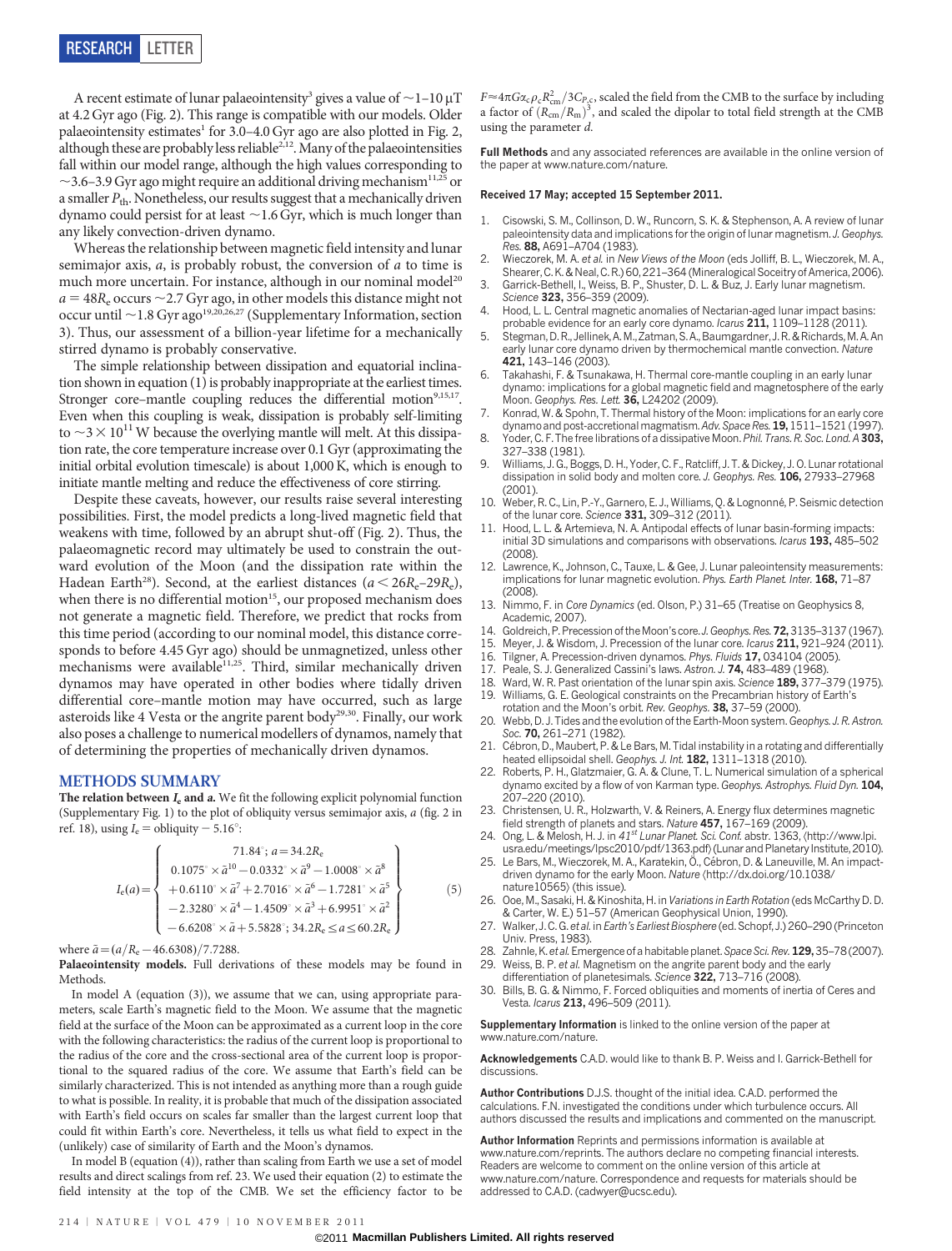A recent estimate of lunar palaeointensity[3] gives a value of ~1–10 μT at 4.2 Gyr ago (Fig. 2). This range is compatible with our models. Older palaeointensity estimates[1] for 3.0–4.0 Gyr ago are also plotted in Fig. 2, although these are probably less reliable[2,12]. Many of the palaeointensities fall within our model range, although the high values corresponding to ~3.6–3.9 Gyr ago might require an additional driving mechanism[11,25] or a smaller $P_{th}$. Nonetheless, our results suggest that a mechanically driven dynamo could persist for at least ~1.6 Gyr, which is much longer than any likely convection-driven dynamo.

Whereas the relationship between magnetic field intensity and lunar semimajor axis, $a$, is probably robust, the conversion of $a$ to time is much more uncertain. For instance, although in our nominal model[20] $a = 48R_e$ occurs ~2.7 Gyr ago, in other models this distance might not occur until ~1.8 Gyr ago[19,20,26,27] (Supplementary Information, section 3). Thus, our assessment of a billion-year lifetime for a mechanically stirred dynamo is probably conservative.

The simple relationship between dissipation and equatorial inclination shown in equation (1) is probably inappropriate at the earliest times. Stronger core–mantle coupling reduces the differential motion[9,15,17]. Even when this coupling is weak, dissipation is probably self-limiting to ~$3 \times 10^{11}$ W because the overlying mantle will melt. At this dissipation rate, the core temperature increase over 0.1 Gyr (approximating the initial orbital evolution timescale) is about 1,000 K, which is enough to initiate mantle melting and reduce the effectiveness of core stirring.

Despite these caveats, however, our results raise several interesting possibilities. First, the model predicts a long-lived magnetic field that weakens with time, followed by an abrupt shut-off (Fig. 2). Thus, the palaeomagnetic record may ultimately be used to constrain the outward evolution of the Moon (and the dissipation rate within the Hadean Earth[28]). Second, at the earliest distances ($a < 26R_e$–$29R_e$), when there is no differential motion[15], our proposed mechanism does not generate a magnetic field. Therefore, we predict that rocks from this time period (according to our nominal model, this distance corresponds to before 4.45 Gyr ago) should be unmagnetized, unless other mechanisms were available[11,25]. Third, similar mechanically driven dynamos may have operated in other bodies where tidally driven differential core–mantle motion may have occurred, such as large asteroids like 4 Vesta or the angrite parent body[29,30]. Finally, our work also poses a challenge to numerical modellers of dynamos, namely that of determining the properties of mechanically driven dynamos.

## METHODS SUMMARY

**The relation between $I_e$ and $a$.** We fit the following explicit polynomial function (Supplementary Fig. 1) to the plot of obliquity versus semimajor axis, $a$ (fig. 2 in ref. 18), using $I_e$ = obliquity − 5.16°:

$$I_e(a) = \left\{ \begin{array}{c} 71.84^\circ;\ a = 34.2R_e \\ 0.1075^\circ \times \bar{a}^{10} - 0.0332^\circ \times \bar{a}^9 - 1.0008^\circ \times \bar{a}^8 \\ +0.6110^\circ \times \bar{a}^7 + 2.7016^\circ \times \bar{a}^6 - 1.7281^\circ \times \bar{a}^5 \\ -2.3280^\circ \times \bar{a}^4 - 1.4509^\circ \times \bar{a}^3 + 6.9951^\circ \times \bar{a}^2 \\ -6.6208^\circ \times \bar{a} + 5.5828^\circ;\ 34.2R_e \le a \le 60.2R_e \end{array} \right\} \quad (5)$$

where $\bar{a} = (a/R_e - 46.6308)/7.7288$.

**Palaeointensity models.** Full derivations of these models may be found in Methods.

In model A (equation (3)), we assume that we can, using appropriate parameters, scale Earth's magnetic field to the Moon. We assume that the magnetic field at the surface of the Moon can be approximated as a current loop in the core with the following characteristics: the radius of the current loop is proportional to the radius of the core and the cross-sectional area of the current loop is proportional to the squared radius of the core. We assume that Earth's field can be similarly characterized. This is not intended as anything more than a rough guide to what is possible. In reality, it is probable that much of the dissipation associated with Earth's field occurs on scales far smaller than the largest current loop that could fit within Earth's core. Nevertheless, it tells us what field to expect in the (unlikely) case of similarity of Earth and the Moon's dynamos.

In model B (equation (4)), rather than scaling from Earth we use a set of model results and direct scalings from ref. 23. We used their equation (2) to estimate the field intensity at the top of the CMB. We set the efficiency factor to be $F \approx 4\pi G \alpha_c \rho_c R_{cm}^2 / 3C_{P,c}$, scaled the field from the CMB to the surface by including a factor of $(R_{cm}/R_m)^3$, and scaled the dipolar to total field strength at the CMB using the parameter $d$.

**Full Methods** and any associated references are available in the online version of the paper at www.nature.com/nature.

**Received 17 May; accepted 15 September 2011.**

1. Cisowski, S. M., Collinson, D. W., Runcorn, S. K. & Stephenson, A. A review of lunar paleointensity data and implications for the origin of lunar magnetism. *J. Geophys. Res.* **88,** A691–A704 (1983).
2. Wieczorek, M. A. *et al.* in *New Views of the Moon* (eds Jolliff, B. L., Wieczorek, M. A., Shearer, C. K. & Neal, C. R.) 60, 221–364 (Mineralogical Soceitry of America, 2006).
3. Garrick-Bethell, I., Weiss, B. P., Shuster, D. L. & Buz, J. Early lunar magnetism. *Science* **323,** 356–359 (2009).
4. Hood, L. L. Central magnetic anomalies of Nectarian-aged lunar impact basins: probable evidence for an early core dynamo. *Icarus* **211,** 1109–1128 (2011).
5. Stegman, D. R., Jellinek, A. M., Zatman, S. A., Baumgardner, J. R. & Richards, M. A. An early lunar core dynamo driven by thermochemical mantle convection. *Nature* **421,** 143–146 (2003).
6. Takahashi, F. & Tsunakawa, H. Thermal core-mantle coupling in an early lunar dynamo: implications for a global magnetic field and magnetosphere of the early Moon. *Geophys. Res. Lett.* **36,** L24202 (2009).
7. Konrad, W. & Spohn, T. Thermal history of the Moon: implications for an early core dynamo and post-accretional magmatism. *Adv. Space Res.* **19,** 1511–1521 (1997).
8. Yoder, C. F. The free librations of a dissipative Moon. *Phil. Trans. R. Soc. Lond. A* **303,** 327–338 (1981).
9. Williams, J. G., Boggs, D. H., Yoder, C. F., Ratcliff, J. T. & Dickey, J. O. Lunar rotational dissipation in solid body and molten core. *J. Geophys. Res.* **106,** 27933–27968 (2001).
10. Weber, R. C., Lin, P.-Y., Garnero, E. J., Williams, Q. & Lognonné, P. Seismic detection of the lunar core. *Science* **331,** 309–312 (2011).
11. Hood, L. L. & Artemieva, N. A. Antipodal effects of lunar basin-forming impacts: initial 3D simulations and comparisons with observations. *Icarus* **193,** 485–502 (2008).
12. Lawrence, K., Johnson, C., Tauxe, L. & Gee, J. Lunar paleointensity measurements: implications for lunar magnetic evolution. *Phys. Earth Planet. Inter.* **168,** 71–87 (2008).
13. Nimmo, F. in *Core Dynamics* (ed. Olson, P.) 31–65 (Treatise on Geophysics 8, Academic, 2007).
14. Goldreich, P. Precession of the Moon's core. *J. Geophys. Res.* **72,** 3135–3137 (1967).
15. Meyer, J. & Wisdom, J. Precession of the lunar core. *Icarus* **211,** 921–924 (2011).
16. Tilgner, A. Precession-driven dynamos. *Phys. Fluids* **17,** 034104 (2005).
17. Peale, S. J. Generalized Cassini's laws. *Astron. J.* **74,** 483–489 (1968).
18. Ward, W. R. Past orientation of the lunar spin axis. *Science* **189,** 377–379 (1975).
19. Williams, G. E. Geological constraints on the Precambrian history of Earth's rotation and the Moon's orbit. *Rev. Geophys.* **38,** 37–59 (2000).
20. Webb, D. J. Tides and the evolution of the Earth-Moon system. *Geophys. J. R. Astron. Soc.* **70,** 261–271 (1982).
21. Cébron, D., Maubert, P. & Le Bars, M. Tidal instability in a rotating and differentially heated ellipsoidal shell. *Geophys. J. Int.* **182,** 1311–1318 (2010).
22. Roberts, P. H., Glatzmaier, G. A. & Clune, T. L. Numerical simulation of a spherical dynamo excited by a flow of von Karman type. *Geophys. Astrophys. Fluid Dyn.* **104,** 207–220 (2010).
23. Christensen, U. R., Holzwarth, V. & Reiners, A. Energy flux determines magnetic field strength of planets and stars. *Nature* **457,** 167–169 (2009).
24. Ong, L. & Melosh, H. J. in *41st Lunar Planet. Sci. Conf.* abstr. 1363, 〈http://www.lpi.usra.edu/meetings/lpsc2010/pdf/1363.pdf〉 (Lunar and Planetary Institute, 2010).
25. Le Bars, M., Wieczorek, M. A., Karatekin, Ö., Cébron, D. & Laneuville, M. An impact-driven dynamo for the early Moon. *Nature* 〈http://dx.doi.org/10.1038/nature10565〉 (this issue).
26. Ooe, M., Sasaki, H. & Kinoshita, H. in *Variations in Earth Rotation* (eds McCarthy D. D. & Carter, W. E.) 51–57 (American Geophysical Union, 1990).
27. Walker, J. C. G. *et al.* in *Earth's Earliest Biosphere* (ed. Schopf, J.) 260–290 (Princeton Univ. Press, 1983).
28. Zahnle, K. *et al.* Emergence of a habitable planet. *Space Sci. Rev.* **129,** 35–78 (2007).
29. Weiss, B. P. *et al.* Magnetism on the angrite parent body and the early differentiation of planetesimals. *Science* **322,** 713–716 (2008).
30. Bills, B. G. & Nimmo, F. Forced obliquities and moments of inertia of Ceres and Vesta. *Icarus* **213,** 496–509 (2011).

**Supplementary Information** is linked to the online version of the paper at www.nature.com/nature.

**Acknowledgements** C.A.D. would like to thank B. P. Weiss and I. Garrick-Bethell for discussions.

**Author Contributions** D.J.S. thought of the initial idea. C.A.D. performed the calculations. F.N. investigated the conditions under which turbulence occurs. All authors discussed the results and implications and commented on the manuscript.

**Author Information** Reprints and permissions information is available at www.nature.com/reprints. The authors declare no competing financial interests. Readers are welcome to comment on the online version of this article at www.nature.com/nature. Correspondence and requests for materials should be addressed to C.A.D. (cadwyer@ucsc.edu).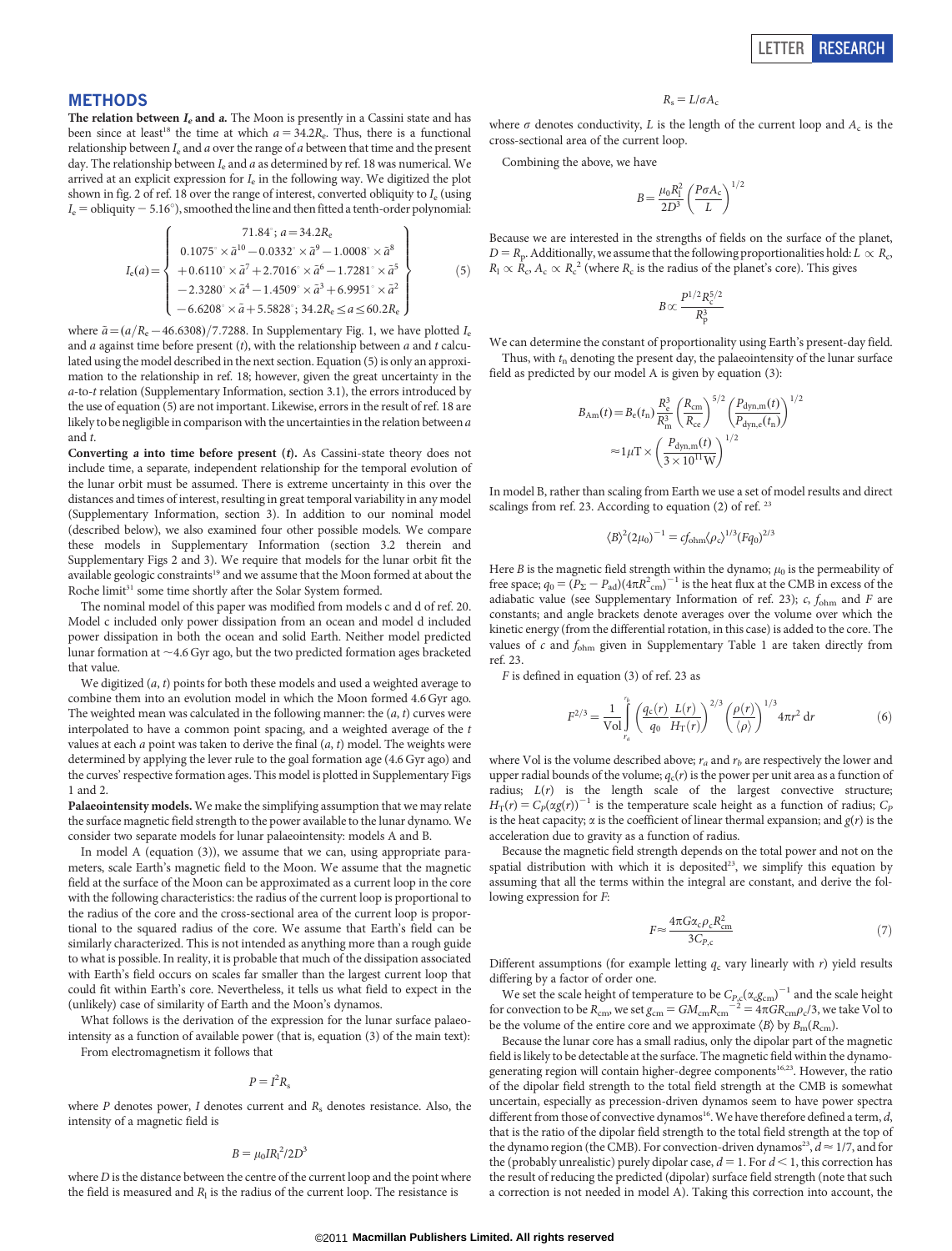## METHODS

**The relation between $I_e$ and $a$.** The Moon is presently in a Cassini state and has been since at least[18] the time at which $a = 34.2R_e$. Thus, there is a functional relationship between $I_e$ and $a$ over the range of $a$ between that time and the present day. The relationship between $I_e$ and $a$ as determined by ref. 18 was numerical. We arrived at an explicit expression for $I_e$ in the following way. We digitized the plot shown in fig. 2 of ref. 18 over the range of interest, converted obliquity to $I_e$ (using $I_e$ = obliquity − 5.16°), smoothed the line and then fitted a tenth-order polynomial:

$$I_e(a) = \left\{ \begin{array}{c} 71.84^\circ;\ a = 34.2R_e \\ 0.1075^\circ \times \bar{a}^{10} - 0.0332^\circ \times \bar{a}^9 - 1.0008^\circ \times \bar{a}^8 \\ +0.6110^\circ \times \bar{a}^7 + 2.7016^\circ \times \bar{a}^6 - 1.7281^\circ \times \bar{a}^5 \\ -2.3280^\circ \times \bar{a}^4 - 1.4509^\circ \times \bar{a}^3 + 6.9951^\circ \times \bar{a}^2 \\ -6.6208^\circ \times \bar{a} + 5.5828^\circ;\ 34.2R_e \le a \le 60.2R_e \end{array} \right\} \quad (5)$$

where $\bar{a} = (a/R_e - 46.6308)/7.7288$. In Supplementary Fig. 1, we have plotted $I_e$ and $a$ against time before present ($t$), with the relationship between $a$ and $t$ calculated using the model described in the next section. Equation (5) is only an approximation to the relationship in ref. 18; however, given the great uncertainty in the $a$-to-$t$ relation (Supplementary Information, section 3.1), the errors introduced by the use of equation (5) are not important. Likewise, errors in the result of ref. 18 are likely to be negligible in comparison with the uncertainties in the relation between $a$ and $t$.

**Converting $a$ into time before present ($t$).** As Cassini-state theory does not include time, a separate, independent relationship for the temporal evolution of the lunar orbit must be assumed. There is extreme uncertainty in this over the distances and times of interest, resulting in great temporal variability in any model (Supplementary Information, section 3). In addition to our nominal model (described below), we also examined four other possible models. We compare these models in Supplementary Information (section 3.2 and Supplementary Figs 2 and 3). We require that models for the lunar orbit fit the available geologic constraints[19] and we assume that the Moon formed at about the Roche limit[31] some time shortly after the Solar System formed.

The nominal model of this paper was modified from models c and d of ref. 20. Model c included only power dissipation from an ocean and model d included power dissipation in both the ocean and solid Earth. Neither model predicted lunar formation at ~4.6 Gyr ago, but the two predicted formation ages bracketed that value.

We digitized $(a, t)$ points for both these models and used a weighted average to combine them into an evolution model in which the Moon formed 4.6 Gyr ago. The weighted mean was calculated in the following manner: the $(a, t)$ curves were interpolated to have a common point spacing, and a weighted average of the $t$ values at each $a$ point was taken to derive the final $(a, t)$ model. The weights were determined by applying the lever rule to the goal formation age (4.6 Gyr ago) and the curves' respective formation ages. This model is plotted in Supplementary Figs 1 and 2.

**Palaeointensity models.** We make the simplifying assumption that we may relate the surface magnetic field strength to the power available to the lunar dynamo. We consider two separate models for lunar palaeointensity: models A and B.

In model A (equation (3)), we assume that we can, using appropriate parameters, scale Earth's magnetic field to the Moon. We assume that the magnetic field at the surface of the Moon can be approximated as a current loop in the core with the following characteristics: the radius of the current loop is proportional to the radius of the core and the cross-sectional area of the current loop is proportional to the squared radius of the core. We assume that Earth's field can be similarly characterized. This is not intended as anything more than a rough guide to what is possible. In reality, it is probable that much of the dissipation associated with Earth's field occurs on scales far smaller than the largest current loop that could fit within Earth's core. Nevertheless, it tells us what field to expect in the (unlikely) case of similarity of Earth and the Moon's dynamos.

What follows is the derivation of the expression for the lunar surface palaeointensity as a function of available power (that is, equation (3) of the main text):

From electromagnetism it follows that

$$P = I^2 R_s$$

where $P$ denotes power, $I$ denotes current and $R_s$ denotes resistance. Also, the intensity of a magnetic field is

$$B = \mu_0 I R_l^2 / 2D^3$$

where $D$ is the distance between the centre of the current loop and the point where the field is measured and $R_l$ is the radius of the current loop. The resistance is

$$R_s = L/\sigma A_c$$

where $\sigma$ denotes conductivity, $L$ is the length of the current loop and $A_c$ is the cross-sectional area of the current loop.

Combining the above, we have

$$B = \frac{\mu_0 R_l^2}{2D^3}\left(\frac{P\sigma A_c}{L}\right)^{1/2}$$

Because we are interested in the strengths of fields on the surface of the planet, $D = R_p$. Additionally, we assume that the following proportionalities hold: $L \propto R_c$, $R_l \propto R_c$, $A_c \propto R_c^2$ (where $R_c$ is the radius of the planet's core). This gives

$$B \propto \frac{P^{1/2} R_c^{5/2}}{R_p^3}$$

We can determine the constant of proportionality using Earth's present-day field. Thus, with $t_n$ denoting the present day, the palaeointensity of the lunar surface field as predicted by our model A is given by equation (3):

$$B_{\mathrm{Am}}(t) = B_e(t_n)\frac{R_e^3}{R_m^3}\left(\frac{R_{\mathrm{cm}}}{R_{\mathrm{ce}}}\right)^{5/2}\left(\frac{P_{\mathrm{dyn,m}}(t)}{P_{\mathrm{dyn,e}}(t_n)}\right)^{1/2}$$
$$\approx 1\,\mu\mathrm{T} \times \left(\frac{P_{\mathrm{dyn,m}}(t)}{3 \times 10^{11}\,\mathrm{W}}\right)^{1/2}$$

In model B, rather than scaling from Earth we use a set of model results and direct scalings from ref. 23. According to equation (2) of ref. 23

$$\langle B\rangle^2 (2\mu_0)^{-1} = c f_{\mathrm{ohm}} \langle \rho_c \rangle^{1/3} (F q_0)^{2/3}$$

Here $B$ is the magnetic field strength within the dynamo; $\mu_0$ is the permeability of free space; $q_0 = (P_\Sigma - P_{\mathrm{ad}})(4\pi R_{\mathrm{cm}}^2)^{-1}$ is the heat flux at the CMB in excess of the adiabatic value (see Supplementary Information of ref. 23); $c$, $f_{\mathrm{ohm}}$ and $F$ are constants; and angle brackets denote averages over the volume over which the kinetic energy (from the differential rotation, in this case) is added to the core. The values of $c$ and $f_{\mathrm{ohm}}$ given in Supplementary Table 1 are taken directly from ref. 23.

$F$ is defined in equation (3) of ref. 23 as

$$F^{2/3} = \frac{1}{\mathrm{Vol}}\int_{r_a}^{r_b}\left(\frac{q_c(r)}{q_0}\frac{L(r)}{H_T(r)}\right)^{2/3}\left(\frac{\rho(r)}{\langle\rho\rangle}\right)^{1/3} 4\pi r^2\,\mathrm{d}r \quad (6)$$

where Vol is the volume described above; $r_a$ and $r_b$ are respectively the lower and upper radial bounds of the volume; $q_c(r)$ is the power per unit area as a function of radius; $L(r)$ is the length scale of the largest convective structure; $H_T(r) = C_P(\alpha g(r))^{-1}$ is the temperature scale height as a function of radius; $C_P$ is the heat capacity; $\alpha$ is the coefficient of linear thermal expansion; and $g(r)$ is the acceleration due to gravity as a function of radius.

Because the magnetic field strength depends on the total power and not on the spatial distribution with which it is deposited[23], we simplify this equation by assuming that all the terms within the integral are constant, and derive the following expression for $F$:

$$F \approx \frac{4\pi G \alpha_c \rho_c R_{\mathrm{cm}}^2}{3C_{P,c}} \quad (7)$$

Different assumptions (for example letting $q_c$ vary linearly with $r$) yield results differing by a factor of order one.

We set the scale height of temperature to be $C_{P,c}(\alpha_c g_{\mathrm{cm}})^{-1}$ and the scale height for convection to be $R_{\mathrm{cm}}$, we set $g_{\mathrm{cm}} = GM_{\mathrm{cm}}R_{\mathrm{cm}}^{-2} = 4\pi G R_{\mathrm{cm}}\rho_c/3$, we take Vol to be the volume of the entire core and we approximate $\langle B\rangle$ by $B_m(R_{\mathrm{cm}})$.

Because the lunar core has a small radius, only the dipolar part of the magnetic field is likely to be detectable at the surface. The magnetic field within the dynamo-generating region will contain higher-degree components[16,23]. However, the ratio of the dipolar field strength to the total field strength at the CMB is somewhat uncertain, especially as precession-driven dynamos seem to have power spectra different from those of convective dynamos[16]. We have therefore defined a term, $d$, that is the ratio of the dipolar field strength to the total field strength at the top of the dynamo region (the CMB). For convection-driven dynamos[23], $d \approx 1/7$, and for the (probably unrealistic) purely dipolar case, $d = 1$. For $d < 1$, this correction has the result of reducing the predicted (dipolar) surface field strength (note that such a correction is not needed in model A). Taking this correction into account, the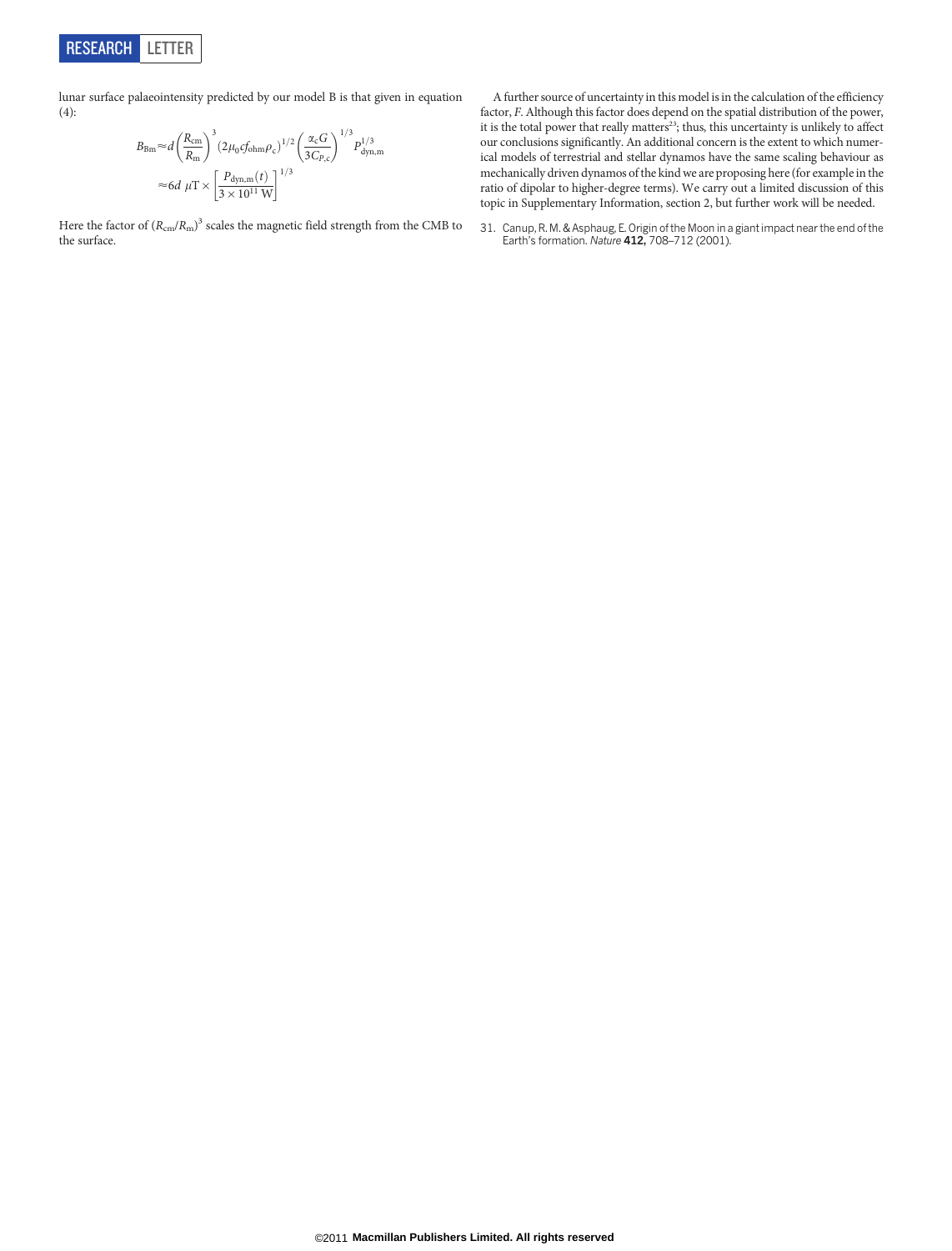lunar surface palaeointensity predicted by our model B is that given in equation (4):

$$
\begin{aligned}
B_{\mathrm{Bm}} &\approx d\left(\frac{R_{\mathrm{cm}}}{R_{\mathrm{m}}}\right)^{3}\left(2\mu_0 c f_{\mathrm{ohm}}\rho_{\mathrm{c}}\right)^{1/2}\left(\frac{\alpha_{\mathrm{c}}G}{3C_{P,\mathrm{c}}}\right)^{1/3}P_{\mathrm{dyn,m}}^{1/3} \\
&\approx 6d\ \mu\mathrm{T}\times\left[\frac{P_{\mathrm{dyn,m}}(t)}{3\times10^{11}\ \mathrm{W}}\right]^{1/3}
\end{aligned}
$$

Here the factor of $(R_{\mathrm{cm}}/R_{\mathrm{m}})^3$ scales the magnetic field strength from the CMB to the surface.

A further source of uncertainty in this model is in the calculation of the efficiency factor, $F$. Although this factor does depend on the spatial distribution of the power, it is the total power that really matters[23]; thus, this uncertainty is unlikely to affect our conclusions significantly. An additional concern is the extent to which numerical models of terrestrial and stellar dynamos have the same scaling behaviour as mechanically driven dynamos of the kind we are proposing here (for example in the ratio of dipolar to higher-degree terms). We carry out a limited discussion of this topic in Supplementary Information, section 2, but further work will be needed.

31. Canup, R. M. & Asphaug, E. Origin of the Moon in a giant impact near the end of the Earth's formation. *Nature* **412,** 708–712 (2001).